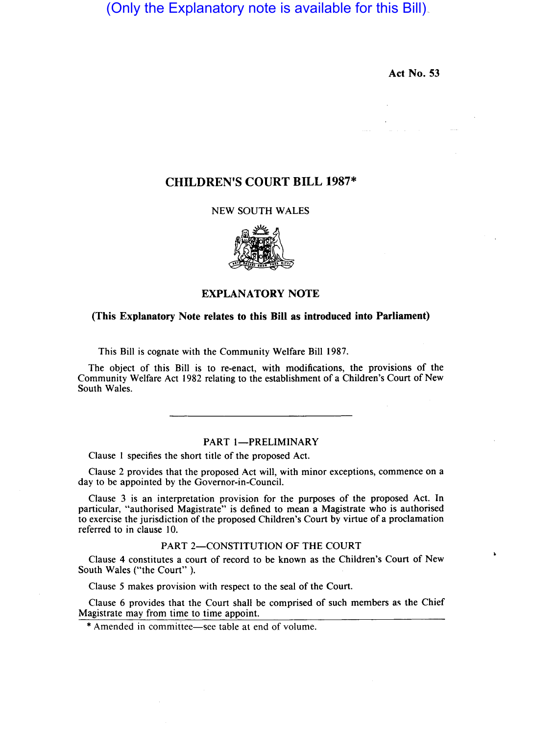(Only the Explanatory note is available for this Bill)

Act No. 53

# CHILDREN'S COURT BILL 1987*

NEW SOUTH WALES

## EXPLANATORY NOTE

**(This Explanatory Note relates to this Bill as introduced into Parliament)**

This Bill is cognate with the Community Welfare Bill 1987.

The object of this Bill is to re-enact, with modifications, the provisions of the Community Welfare Act 1982 relating to the establishment of a Children's Court of New South Wales.

---

### PART 1—PRELIMINARY

Clause 1 specifies the short title of the proposed Act.

Clause 2 provides that the proposed Act will, with minor exceptions, commence on a day to be appointed by the Governor-in-Council.

Clause 3 is an interpretation provision for the purposes of the proposed Act. In particular, "authorised Magistrate" is defined to mean a Magistrate who is authorised to exercise the jurisdiction of the proposed Children's Court by virtue of a proclamation referred to in clause 10.

### PART 2—CONSTITUTION OF THE COURT

Clause 4 constitutes a court of record to be known as the Children's Court of New South Wales ("the Court").

Clause 5 makes provision with respect to the seal of the Court.

Clause 6 provides that the Court shall be comprised of such members as the Chief Magistrate may from time to time appoint.

---

* Amended in committee—see table at end of volume.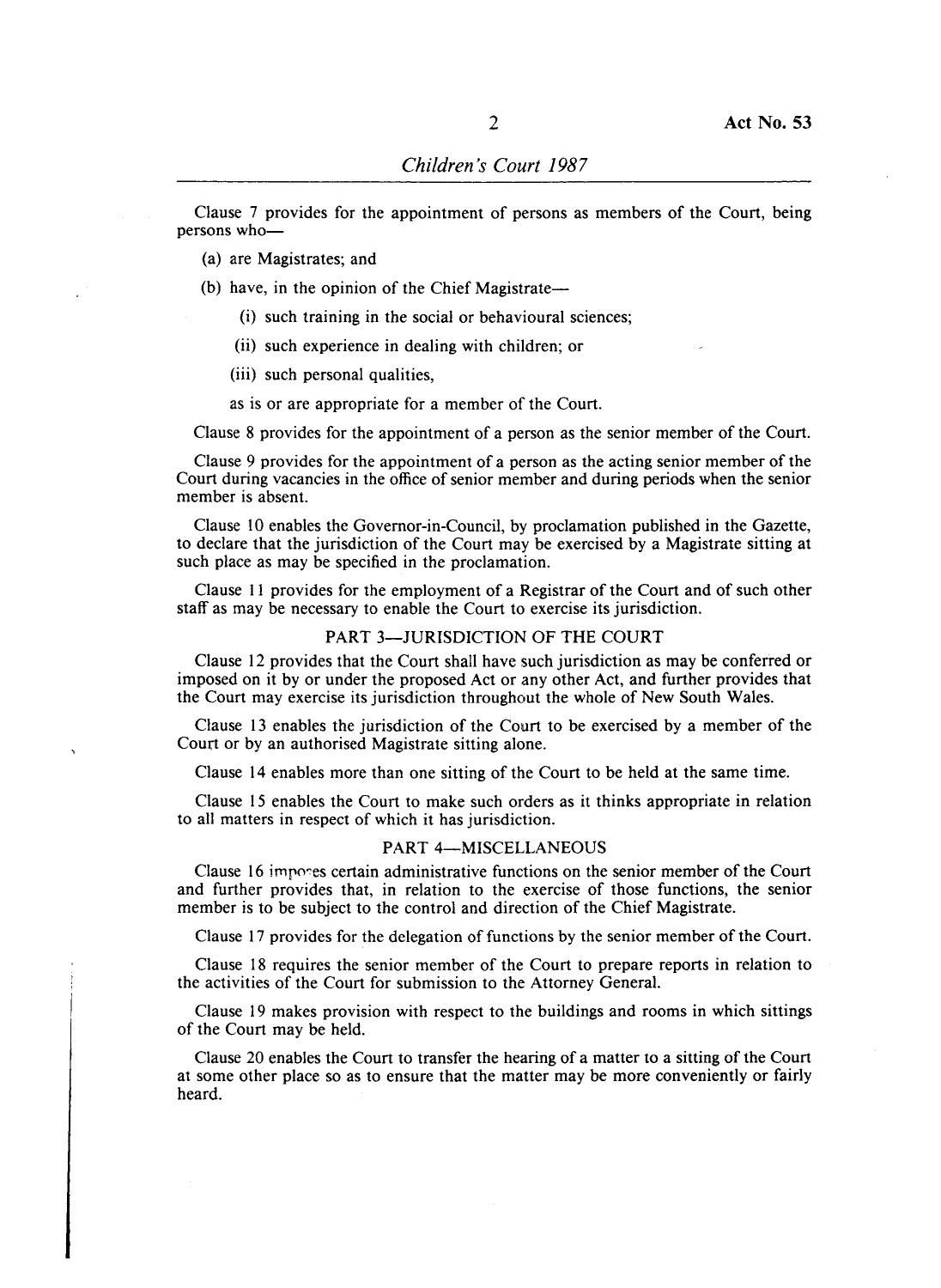Clause 7 provides for the appointment of persons as members of the Court, being persons who—

(a) are Magistrates; and

(b) have, in the opinion of the Chief Magistrate—

  (i) such training in the social or behavioural sciences;

  (ii) such experience in dealing with children; or

  (iii) such personal qualities,

  as is or are appropriate for a member of the Court.

Clause 8 provides for the appointment of a person as the senior member of the Court.

Clause 9 provides for the appointment of a person as the acting senior member of the Court during vacancies in the office of senior member and during periods when the senior member is absent.

Clause 10 enables the Governor-in-Council, by proclamation published in the Gazette, to declare that the jurisdiction of the Court may be exercised by a Magistrate sitting at such place as may be specified in the proclamation.

Clause 11 provides for the employment of a Registrar of the Court and of such other staff as may be necessary to enable the Court to exercise its jurisdiction.

## PART 3—JURISDICTION OF THE COURT

Clause 12 provides that the Court shall have such jurisdiction as may be conferred or imposed on it by or under the proposed Act or any other Act, and further provides that the Court may exercise its jurisdiction throughout the whole of New South Wales.

Clause 13 enables the jurisdiction of the Court to be exercised by a member of the Court or by an authorised Magistrate sitting alone.

Clause 14 enables more than one sitting of the Court to be held at the same time.

Clause 15 enables the Court to make such orders as it thinks appropriate in relation to all matters in respect of which it has jurisdiction.

## PART 4—MISCELLANEOUS

Clause 16 imposes certain administrative functions on the senior member of the Court and further provides that, in relation to the exercise of those functions, the senior member is to be subject to the control and direction of the Chief Magistrate.

Clause 17 provides for the delegation of functions by the senior member of the Court.

Clause 18 requires the senior member of the Court to prepare reports in relation to the activities of the Court for submission to the Attorney General.

Clause 19 makes provision with respect to the buildings and rooms in which sittings of the Court may be held.

Clause 20 enables the Court to transfer the hearing of a matter to a sitting of the Court at some other place so as to ensure that the matter may be more conveniently or fairly heard.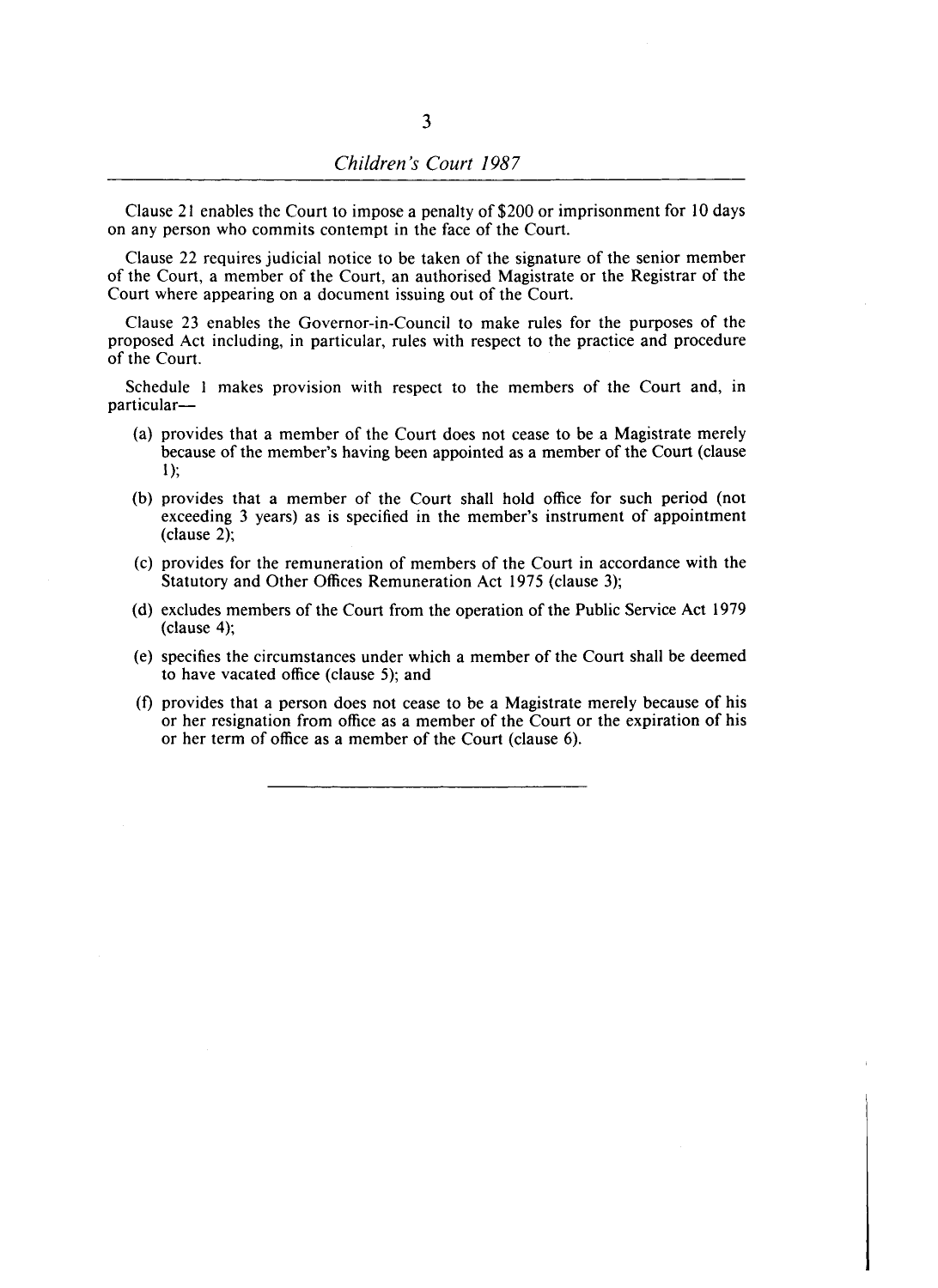Clause 21 enables the Court to impose a penalty of $200 or imprisonment for 10 days on any person who commits contempt in the face of the Court.

Clause 22 requires judicial notice to be taken of the signature of the senior member of the Court, a member of the Court, an authorised Magistrate or the Registrar of the Court where appearing on a document issuing out of the Court.

Clause 23 enables the Governor-in-Council to make rules for the purposes of the proposed Act including, in particular, rules with respect to the practice and procedure of the Court.

Schedule 1 makes provision with respect to the members of the Court and, in particular—

(a) provides that a member of the Court does not cease to be a Magistrate merely because of the member's having been appointed as a member of the Court (clause 1);

(b) provides that a member of the Court shall hold office for such period (not exceeding 3 years) as is specified in the member's instrument of appointment (clause 2);

(c) provides for the remuneration of members of the Court in accordance with the Statutory and Other Offices Remuneration Act 1975 (clause 3);

(d) excludes members of the Court from the operation of the Public Service Act 1979 (clause 4);

(e) specifies the circumstances under which a member of the Court shall be deemed to have vacated office (clause 5); and

(f) provides that a person does not cease to be a Magistrate merely because of his or her resignation from office as a member of the Court or the expiration of his or her term of office as a member of the Court (clause 6).